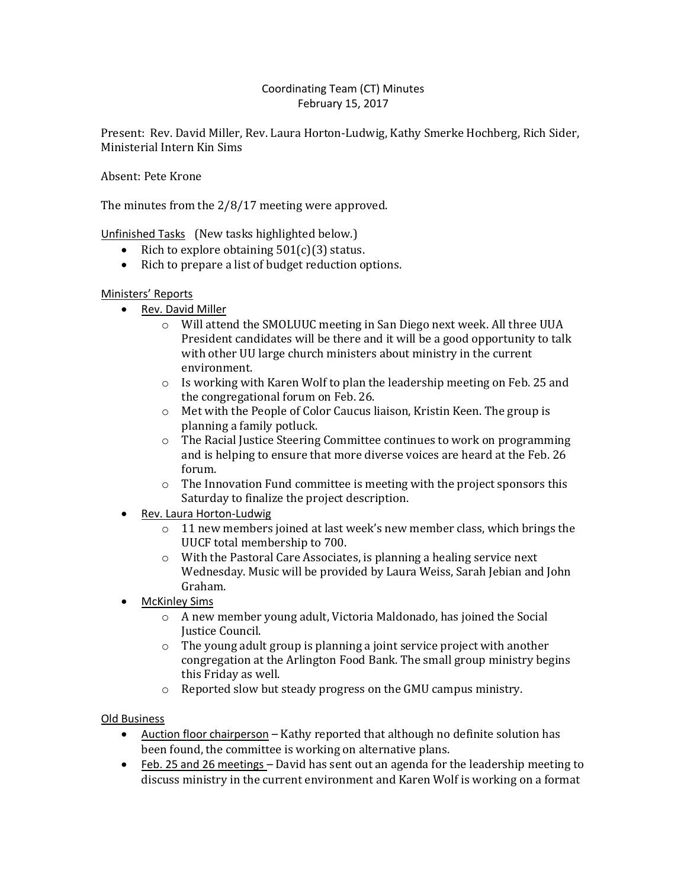# Coordinating Team (CT) Minutes
## February 15, 2017

Present: Rev. David Miller, Rev. Laura Horton-Ludwig, Kathy Smerke Hochberg, Rich Sider, Ministerial Intern Kin Sims

Absent: Pete Krone

The minutes from the 2/8/17 meeting were approved.

Unfinished Tasks (New tasks highlighted below.)

- Rich to explore obtaining 501(c)(3) status.
- Rich to prepare a list of budget reduction options.

Ministers' Reports

- Rev. David Miller
  - Will attend the SMOLUUC meeting in San Diego next week. All three UUA President candidates will be there and it will be a good opportunity to talk with other UU large church ministers about ministry in the current environment.
  - Is working with Karen Wolf to plan the leadership meeting on Feb. 25 and the congregational forum on Feb. 26.
  - Met with the People of Color Caucus liaison, Kristin Keen. The group is planning a family potluck.
  - The Racial Justice Steering Committee continues to work on programming and is helping to ensure that more diverse voices are heard at the Feb. 26 forum.
  - The Innovation Fund committee is meeting with the project sponsors this Saturday to finalize the project description.
- Rev. Laura Horton-Ludwig
  - 11 new members joined at last week's new member class, which brings the UUCF total membership to 700.
  - With the Pastoral Care Associates, is planning a healing service next Wednesday. Music will be provided by Laura Weiss, Sarah Jebian and John Graham.
- McKinley Sims
  - A new member young adult, Victoria Maldonado, has joined the Social Justice Council.
  - The young adult group is planning a joint service project with another congregation at the Arlington Food Bank. The small group ministry begins this Friday as well.
  - Reported slow but steady progress on the GMU campus ministry.

Old Business

- Auction floor chairperson – Kathy reported that although no definite solution has been found, the committee is working on alternative plans.
- Feb. 25 and 26 meetings – David has sent out an agenda for the leadership meeting to discuss ministry in the current environment and Karen Wolf is working on a format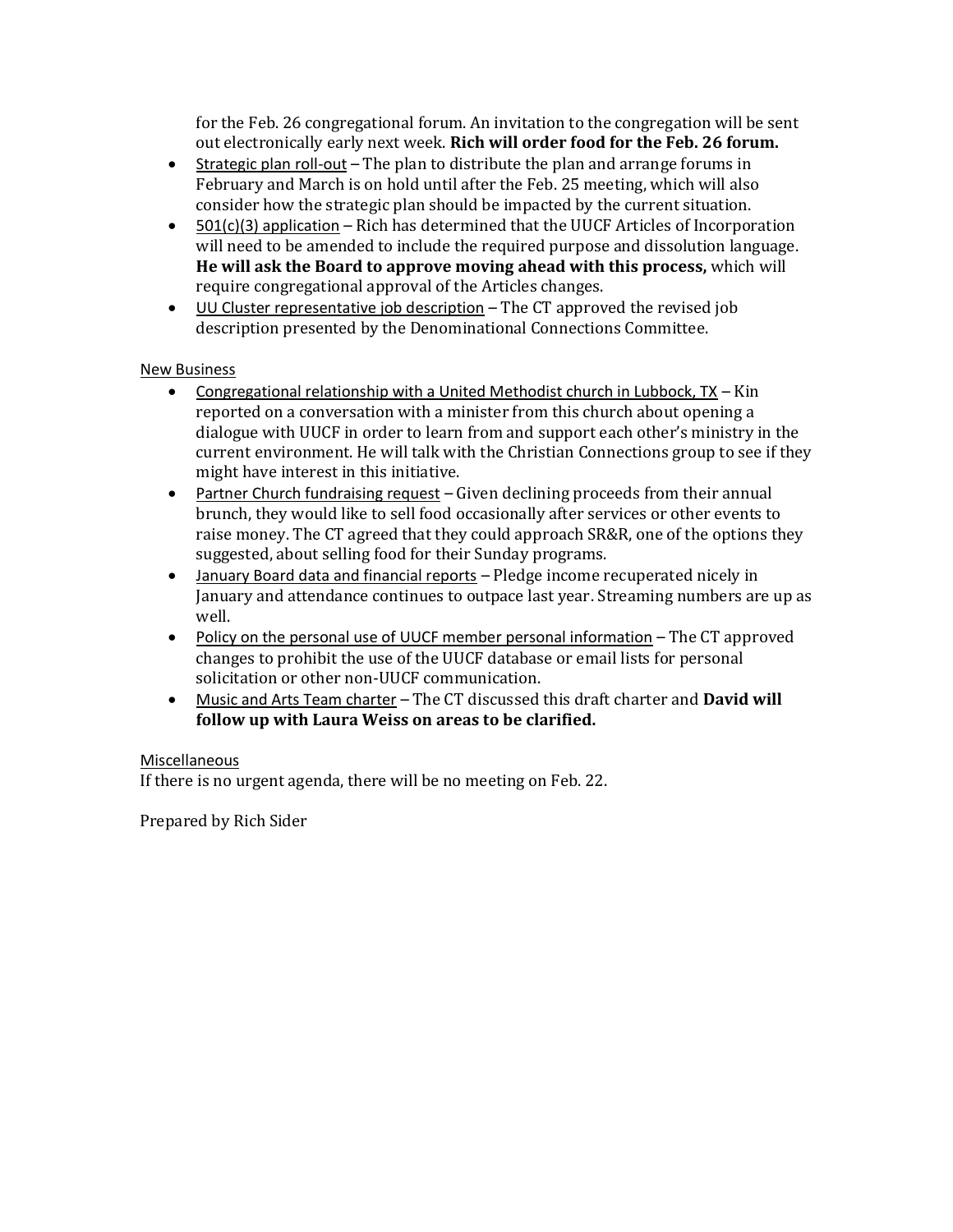for the Feb. 26 congregational forum. An invitation to the congregation will be sent out electronically early next week. **Rich will order food for the Feb. 26 forum.**

- Strategic plan roll-out – The plan to distribute the plan and arrange forums in February and March is on hold until after the Feb. 25 meeting, which will also consider how the strategic plan should be impacted by the current situation.
- 501(c)(3) application – Rich has determined that the UUCF Articles of Incorporation will need to be amended to include the required purpose and dissolution language. **He will ask the Board to approve moving ahead with this process,** which will require congregational approval of the Articles changes.
- UU Cluster representative job description – The CT approved the revised job description presented by the Denominational Connections Committee.

New Business

- Congregational relationship with a United Methodist church in Lubbock, TX – Kin reported on a conversation with a minister from this church about opening a dialogue with UUCF in order to learn from and support each other's ministry in the current environment. He will talk with the Christian Connections group to see if they might have interest in this initiative.
- Partner Church fundraising request – Given declining proceeds from their annual brunch, they would like to sell food occasionally after services or other events to raise money. The CT agreed that they could approach SR&R, one of the options they suggested, about selling food for their Sunday programs.
- January Board data and financial reports – Pledge income recuperated nicely in January and attendance continues to outpace last year. Streaming numbers are up as well.
- Policy on the personal use of UUCF member personal information – The CT approved changes to prohibit the use of the UUCF database or email lists for personal solicitation or other non-UUCF communication.
- Music and Arts Team charter – The CT discussed this draft charter and **David will follow up with Laura Weiss on areas to be clarified.**

Miscellaneous

If there is no urgent agenda, there will be no meeting on Feb. 22.

Prepared by Rich Sider